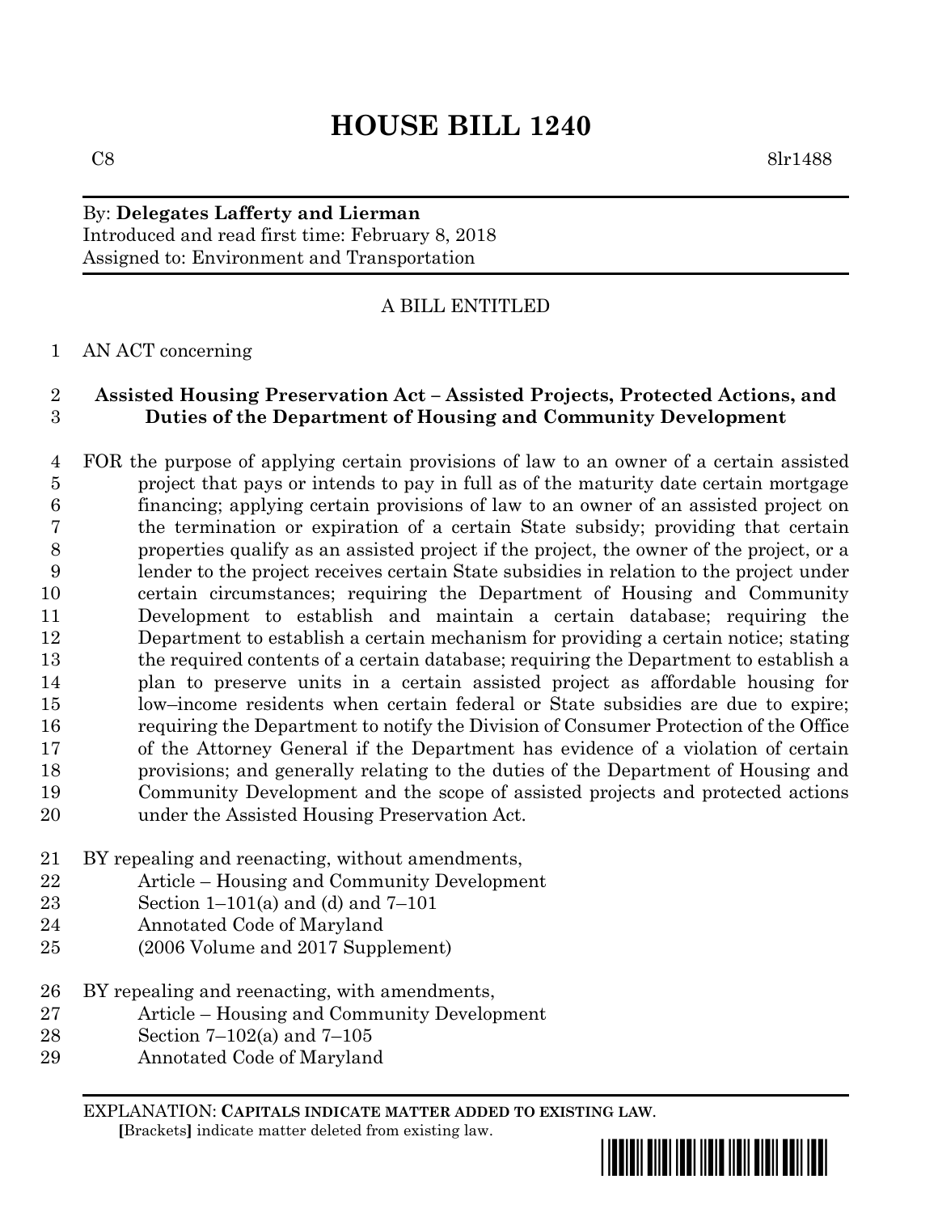# HOUSE BILL 1240

C8 8lr1488

By: **Delegates Lafferty and Lierman**
Introduced and read first time: February 8, 2018
Assigned to: Environment and Transportation

A BILL ENTITLED

1 AN ACT concerning

2 **Assisted Housing Preservation Act – Assisted Projects, Protected Actions, and**
3 **Duties of the Department of Housing and Community Development**

4 FOR the purpose of applying certain provisions of law to an owner of a certain assisted
5 project that pays or intends to pay in full as of the maturity date certain mortgage
6 financing; applying certain provisions of law to an owner of an assisted project on
7 the termination or expiration of a certain State subsidy; providing that certain
8 properties qualify as an assisted project if the project, the owner of the project, or a
9 lender to the project receives certain State subsidies in relation to the project under
10 certain circumstances; requiring the Department of Housing and Community
11 Development to establish and maintain a certain database; requiring the
12 Department to establish a certain mechanism for providing a certain notice; stating
13 the required contents of a certain database; requiring the Department to establish a
14 plan to preserve units in a certain assisted project as affordable housing for
15 low–income residents when certain federal or State subsidies are due to expire;
16 requiring the Department to notify the Division of Consumer Protection of the Office
17 of the Attorney General if the Department has evidence of a violation of certain
18 provisions; and generally relating to the duties of the Department of Housing and
19 Community Development and the scope of assisted projects and protected actions
20 under the Assisted Housing Preservation Act.

21 BY repealing and reenacting, without amendments,
22 Article – Housing and Community Development
23 Section 1–101(a) and (d) and 7–101
24 Annotated Code of Maryland
25 (2006 Volume and 2017 Supplement)

26 BY repealing and reenacting, with amendments,
27 Article – Housing and Community Development
28 Section 7–102(a) and 7–105
29 Annotated Code of Maryland

EXPLANATION: **CAPITALS INDICATE MATTER ADDED TO EXISTING LAW.**
**[**Brackets**]** indicate matter deleted from existing law.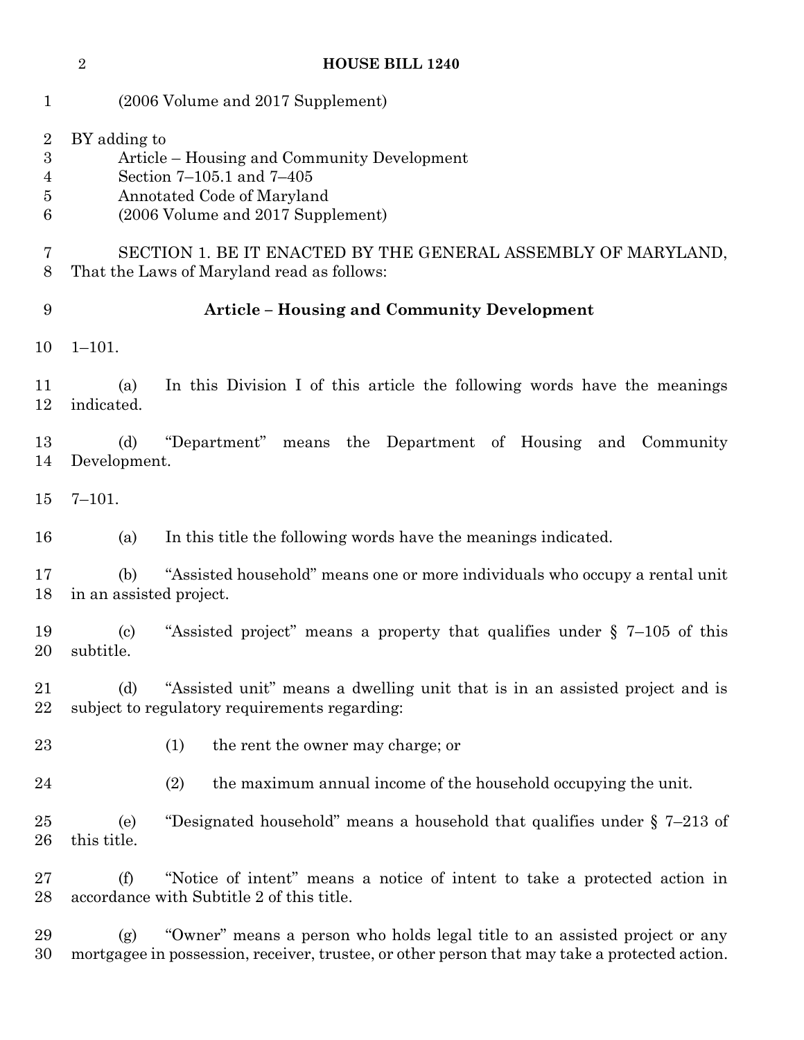(2006 Volume and 2017 Supplement)

BY adding to
Article – Housing and Community Development
Section 7–105.1 and 7–405
Annotated Code of Maryland
(2006 Volume and 2017 Supplement)

SECTION 1. BE IT ENACTED BY THE GENERAL ASSEMBLY OF MARYLAND, That the Laws of Maryland read as follows:

**Article – Housing and Community Development**

1–101.

(a) In this Division I of this article the following words have the meanings indicated.

(d) "Department" means the Department of Housing and Community Development.

7–101.

(a) In this title the following words have the meanings indicated.

(b) "Assisted household" means one or more individuals who occupy a rental unit in an assisted project.

(c) "Assisted project" means a property that qualifies under § 7–105 of this subtitle.

(d) "Assisted unit" means a dwelling unit that is in an assisted project and is subject to regulatory requirements regarding:

(1) the rent the owner may charge; or

(2) the maximum annual income of the household occupying the unit.

(e) "Designated household" means a household that qualifies under § 7–213 of this title.

(f) "Notice of intent" means a notice of intent to take a protected action in accordance with Subtitle 2 of this title.

(g) "Owner" means a person who holds legal title to an assisted project or any mortgagee in possession, receiver, trustee, or other person that may take a protected action.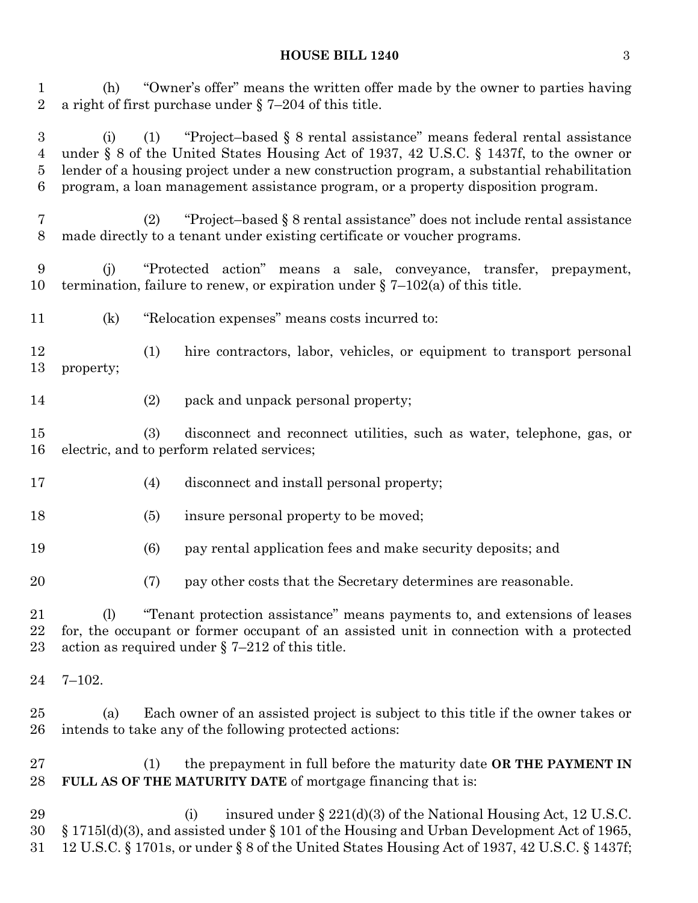(h) "Owner's offer" means the written offer made by the owner to parties having a right of first purchase under § 7–204 of this title.

(i) (1) "Project–based § 8 rental assistance" means federal rental assistance under § 8 of the United States Housing Act of 1937, 42 U.S.C. § 1437f, to the owner or lender of a housing project under a new construction program, a substantial rehabilitation program, a loan management assistance program, or a property disposition program.

(2) "Project–based § 8 rental assistance" does not include rental assistance made directly to a tenant under existing certificate or voucher programs.

(j) "Protected action" means a sale, conveyance, transfer, prepayment, termination, failure to renew, or expiration under § 7–102(a) of this title.

(k) "Relocation expenses" means costs incurred to:

(1) hire contractors, labor, vehicles, or equipment to transport personal property;

(2) pack and unpack personal property;

(3) disconnect and reconnect utilities, such as water, telephone, gas, or electric, and to perform related services;

(4) disconnect and install personal property;

(5) insure personal property to be moved;

(6) pay rental application fees and make security deposits; and

(7) pay other costs that the Secretary determines are reasonable.

(l) "Tenant protection assistance" means payments to, and extensions of leases for, the occupant or former occupant of an assisted unit in connection with a protected action as required under § 7–212 of this title.

7–102.

(a) Each owner of an assisted project is subject to this title if the owner takes or intends to take any of the following protected actions:

(1) the prepayment in full before the maturity date **OR THE PAYMENT IN FULL AS OF THE MATURITY DATE** of mortgage financing that is:

(i) insured under § 221(d)(3) of the National Housing Act, 12 U.S.C. § 1715l(d)(3), and assisted under § 101 of the Housing and Urban Development Act of 1965, 12 U.S.C. § 1701s, or under § 8 of the United States Housing Act of 1937, 42 U.S.C. § 1437f;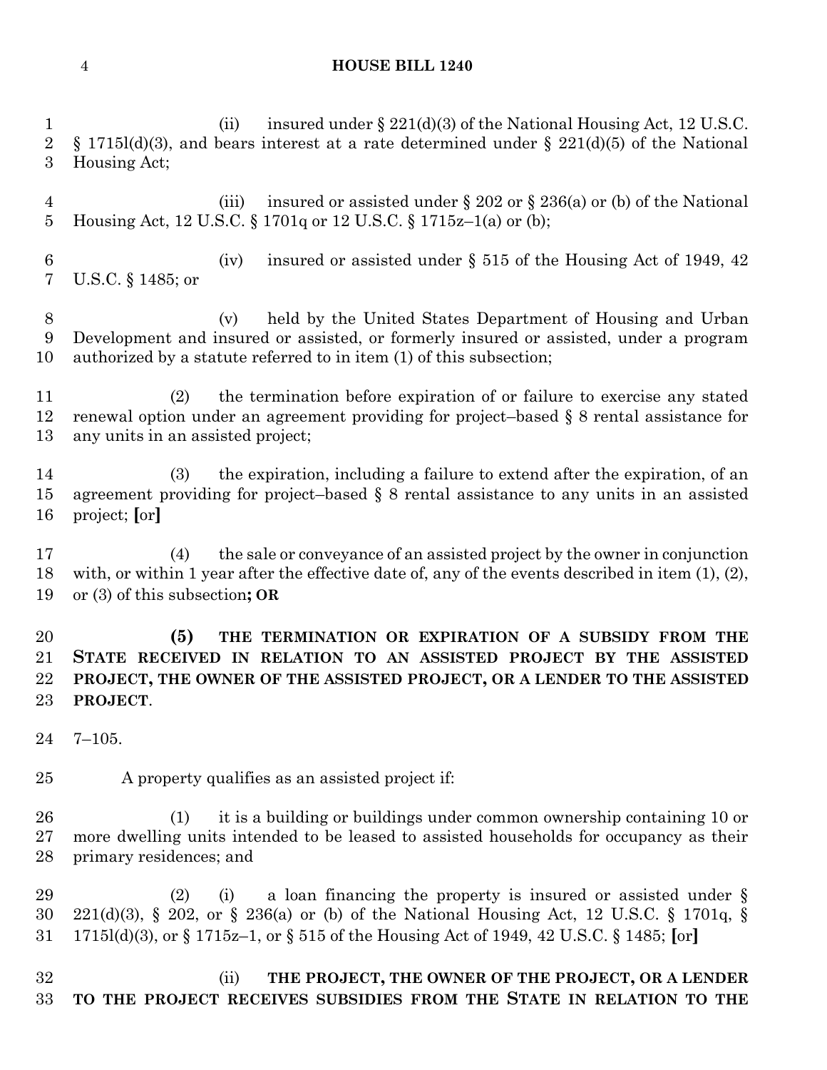(ii) insured under § 221(d)(3) of the National Housing Act, 12 U.S.C. § 1715l(d)(3), and bears interest at a rate determined under § 221(d)(5) of the National Housing Act;

(iii) insured or assisted under § 202 or § 236(a) or (b) of the National Housing Act, 12 U.S.C. § 1701q or 12 U.S.C. § 1715z–1(a) or (b);

(iv) insured or assisted under § 515 of the Housing Act of 1949, 42 U.S.C. § 1485; or

(v) held by the United States Department of Housing and Urban Development and insured or assisted, or formerly insured or assisted, under a program authorized by a statute referred to in item (1) of this subsection;

(2) the termination before expiration of or failure to exercise any stated renewal option under an agreement providing for project–based § 8 rental assistance for any units in an assisted project;

(3) the expiration, including a failure to extend after the expiration, of an agreement providing for project–based § 8 rental assistance to any units in an assisted project; **[**or**]**

(4) the sale or conveyance of an assisted project by the owner in conjunction with, or within 1 year after the effective date of, any of the events described in item (1), (2), or (3) of this subsection**; OR**

**(5) THE TERMINATION OR EXPIRATION OF A SUBSIDY FROM THE STATE RECEIVED IN RELATION TO AN ASSISTED PROJECT BY THE ASSISTED PROJECT, THE OWNER OF THE ASSISTED PROJECT, OR A LENDER TO THE ASSISTED PROJECT**.

7–105.

A property qualifies as an assisted project if:

(1) it is a building or buildings under common ownership containing 10 or more dwelling units intended to be leased to assisted households for occupancy as their primary residences; and

(2) (i) a loan financing the property is insured or assisted under § 221(d)(3), § 202, or § 236(a) or (b) of the National Housing Act, 12 U.S.C. § 1701q, § 1715l(d)(3), or § 1715z–1, or § 515 of the Housing Act of 1949, 42 U.S.C. § 1485; **[**or**]**

(ii) **THE PROJECT, THE OWNER OF THE PROJECT, OR A LENDER TO THE PROJECT RECEIVES SUBSIDIES FROM THE STATE IN RELATION TO THE**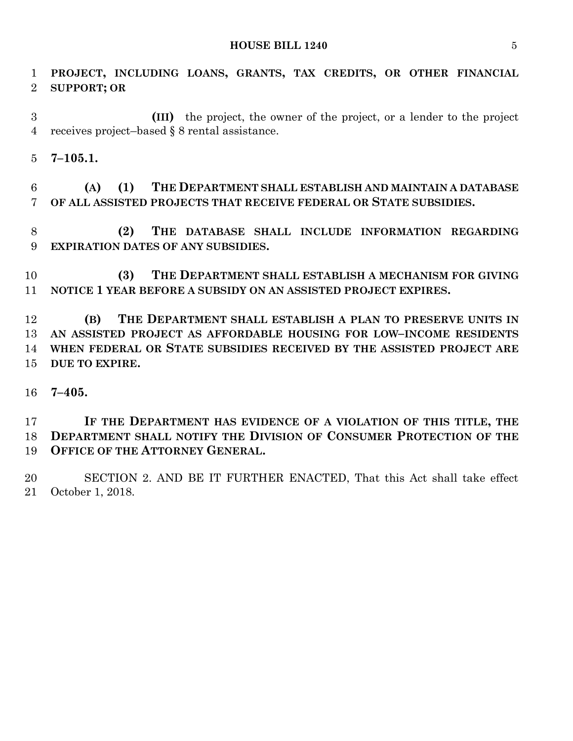**PROJECT, INCLUDING LOANS, GRANTS, TAX CREDITS, OR OTHER FINANCIAL SUPPORT; OR**

**(III)** the project, the owner of the project, or a lender to the project receives project–based § 8 rental assistance.

**7–105.1.**

**(A) (1) THE DEPARTMENT SHALL ESTABLISH AND MAINTAIN A DATABASE OF ALL ASSISTED PROJECTS THAT RECEIVE FEDERAL OR STATE SUBSIDIES.**

**(2) THE DATABASE SHALL INCLUDE INFORMATION REGARDING EXPIRATION DATES OF ANY SUBSIDIES.**

**(3) THE DEPARTMENT SHALL ESTABLISH A MECHANISM FOR GIVING NOTICE 1 YEAR BEFORE A SUBSIDY ON AN ASSISTED PROJECT EXPIRES.**

**(B) THE DEPARTMENT SHALL ESTABLISH A PLAN TO PRESERVE UNITS IN AN ASSISTED PROJECT AS AFFORDABLE HOUSING FOR LOW–INCOME RESIDENTS WHEN FEDERAL OR STATE SUBSIDIES RECEIVED BY THE ASSISTED PROJECT ARE DUE TO EXPIRE.**

**7–405.**

**IF THE DEPARTMENT HAS EVIDENCE OF A VIOLATION OF THIS TITLE, THE DEPARTMENT SHALL NOTIFY THE DIVISION OF CONSUMER PROTECTION OF THE OFFICE OF THE ATTORNEY GENERAL.**

SECTION 2. AND BE IT FURTHER ENACTED, That this Act shall take effect October 1, 2018.